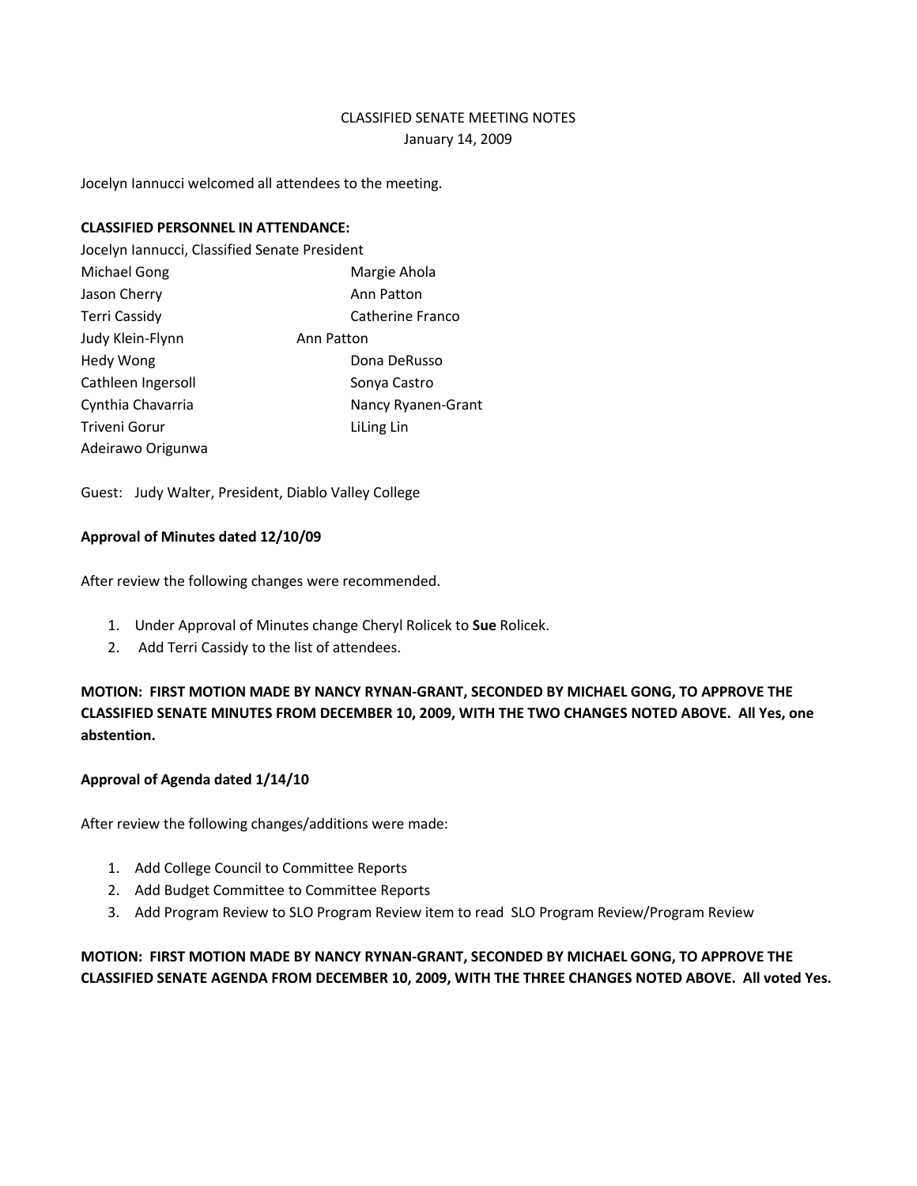CLASSIFIED SENATE MEETING NOTES
January 14, 2009

Jocelyn Iannucci welcomed all attendees to the meeting.

**CLASSIFIED PERSONNEL IN ATTENDANCE:**

Jocelyn Iannucci, Classified Senate President

| | |
|---|---|
| Michael Gong | Margie Ahola |
| Jason Cherry | Ann Patton |
| Terri Cassidy | Catherine Franco |
| Judy Klein-Flynn | Ann Patton |
| Hedy Wong | Dona DeRusso |
| Cathleen Ingersoll | Sonya Castro |
| Cynthia Chavarria | Nancy Ryanen-Grant |
| Triveni Gorur | LiLing Lin |
| Adeirawo Origunwa | |

Guest: Judy Walter, President, Diablo Valley College

**Approval of Minutes dated 12/10/09**

After review the following changes were recommended.

1. Under Approval of Minutes change Cheryl Rolicek to **Sue** Rolicek.
2. Add Terri Cassidy to the list of attendees.

**MOTION: FIRST MOTION MADE BY NANCY RYNAN-GRANT, SECONDED BY MICHAEL GONG, TO APPROVE THE CLASSIFIED SENATE MINUTES FROM DECEMBER 10, 2009, WITH THE TWO CHANGES NOTED ABOVE. All Yes, one abstention.**

**Approval of Agenda dated 1/14/10**

After review the following changes/additions were made:

1. Add College Council to Committee Reports
2. Add Budget Committee to Committee Reports
3. Add Program Review to SLO Program Review item to read SLO Program Review/Program Review

**MOTION: FIRST MOTION MADE BY NANCY RYNAN-GRANT, SECONDED BY MICHAEL GONG, TO APPROVE THE CLASSIFIED SENATE AGENDA FROM DECEMBER 10, 2009, WITH THE THREE CHANGES NOTED ABOVE. All voted Yes.**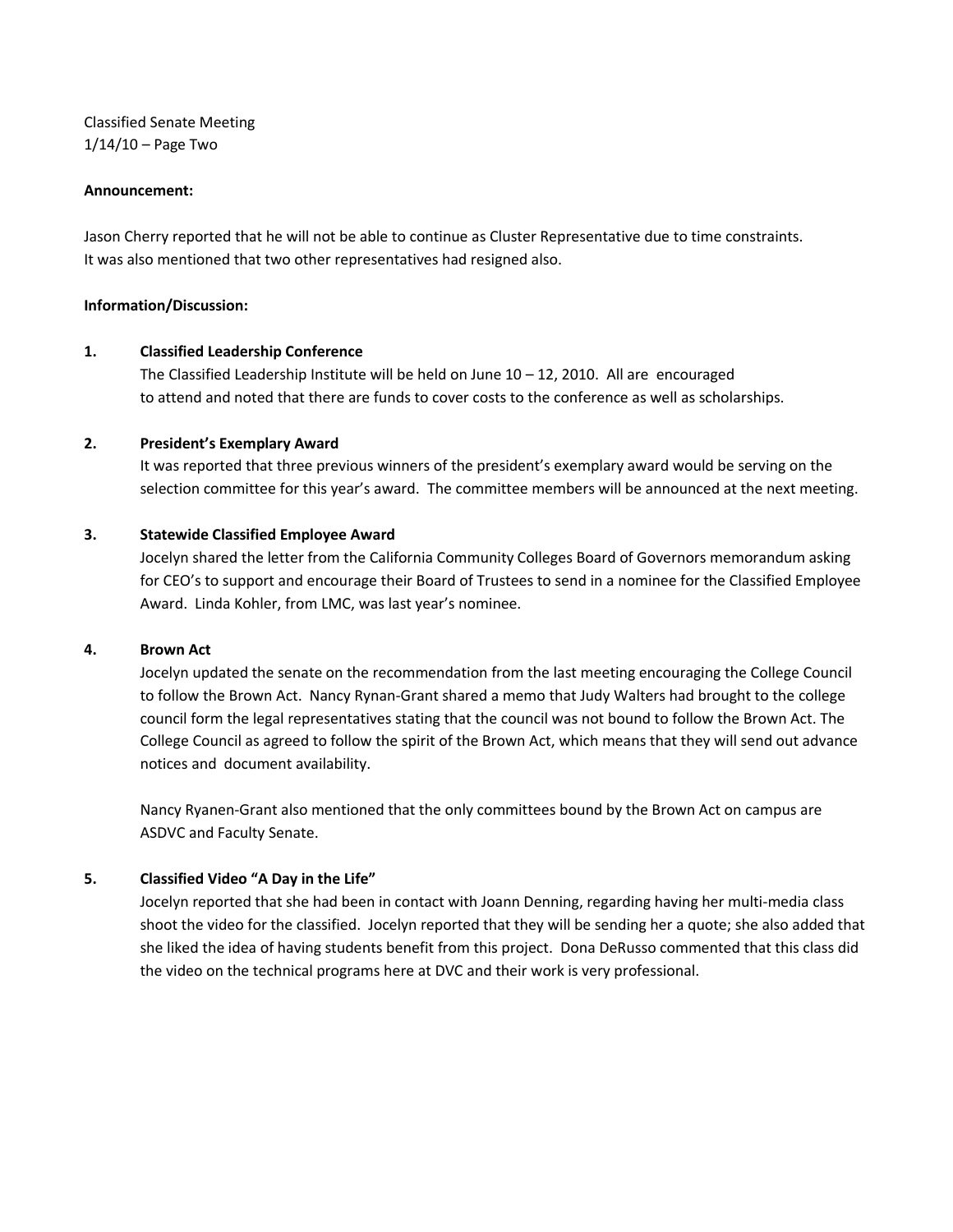Classified Senate Meeting
1/14/10 – Page Two

**Announcement:**

Jason Cherry reported that he will not be able to continue as Cluster Representative due to time constraints. It was also mentioned that two other representatives had resigned also.

**Information/Discussion:**

**1. Classified Leadership Conference**

The Classified Leadership Institute will be held on June 10 – 12, 2010. All are encouraged to attend and noted that there are funds to cover costs to the conference as well as scholarships.

**2. President's Exemplary Award**

It was reported that three previous winners of the president's exemplary award would be serving on the selection committee for this year's award. The committee members will be announced at the next meeting.

**3. Statewide Classified Employee Award**

Jocelyn shared the letter from the California Community Colleges Board of Governors memorandum asking for CEO's to support and encourage their Board of Trustees to send in a nominee for the Classified Employee Award. Linda Kohler, from LMC, was last year's nominee.

**4. Brown Act**

Jocelyn updated the senate on the recommendation from the last meeting encouraging the College Council to follow the Brown Act. Nancy Rynan-Grant shared a memo that Judy Walters had brought to the college council form the legal representatives stating that the council was not bound to follow the Brown Act. The College Council as agreed to follow the spirit of the Brown Act, which means that they will send out advance notices and document availability.

Nancy Ryanen-Grant also mentioned that the only committees bound by the Brown Act on campus are ASDVC and Faculty Senate.

**5. Classified Video "A Day in the Life"**

Jocelyn reported that she had been in contact with Joann Denning, regarding having her multi-media class shoot the video for the classified. Jocelyn reported that they will be sending her a quote; she also added that she liked the idea of having students benefit from this project. Dona DeRusso commented that this class did the video on the technical programs here at DVC and their work is very professional.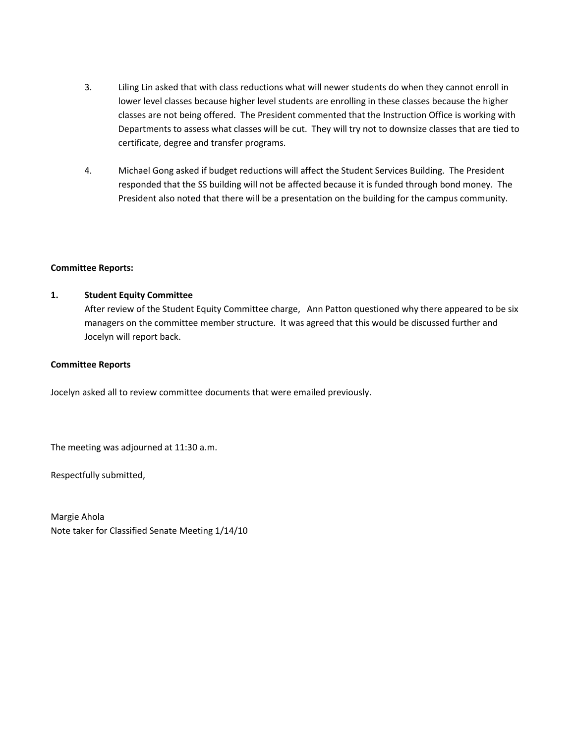3. Liling Lin asked that with class reductions what will newer students do when they cannot enroll in lower level classes because higher level students are enrolling in these classes because the higher classes are not being offered. The President commented that the Instruction Office is working with Departments to assess what classes will be cut. They will try not to downsize classes that are tied to certificate, degree and transfer programs.

4. Michael Gong asked if budget reductions will affect the Student Services Building. The President responded that the SS building will not be affected because it is funded through bond money. The President also noted that there will be a presentation on the building for the campus community.

**Committee Reports:**

**1. Student Equity Committee**

After review of the Student Equity Committee charge, Ann Patton questioned why there appeared to be six managers on the committee member structure. It was agreed that this would be discussed further and Jocelyn will report back.

**Committee Reports**

Jocelyn asked all to review committee documents that were emailed previously.

The meeting was adjourned at 11:30 a.m.

Respectfully submitted,

Margie Ahola
Note taker for Classified Senate Meeting 1/14/10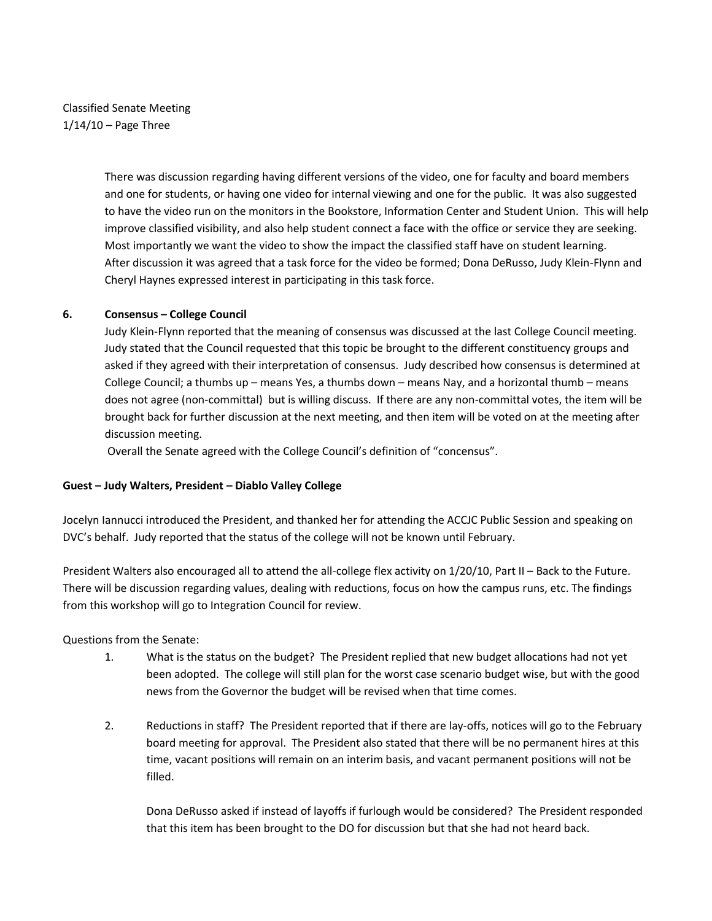There was discussion regarding having different versions of the video, one for faculty and board members and one for students, or having one video for internal viewing and one for the public. It was also suggested to have the video run on the monitors in the Bookstore, Information Center and Student Union. This will help improve classified visibility, and also help student connect a face with the office or service they are seeking. Most importantly we want the video to show the impact the classified staff have on student learning. After discussion it was agreed that a task force for the video be formed; Dona DeRusso, Judy Klein-Flynn and Cheryl Haynes expressed interest in participating in this task force.

**6. Consensus – College Council**

Judy Klein-Flynn reported that the meaning of consensus was discussed at the last College Council meeting. Judy stated that the Council requested that this topic be brought to the different constituency groups and asked if they agreed with their interpretation of consensus. Judy described how consensus is determined at College Council; a thumbs up – means Yes, a thumbs down – means Nay, and a horizontal thumb – means does not agree (non-committal) but is willing discuss. If there are any non-committal votes, the item will be brought back for further discussion at the next meeting, and then item will be voted on at the meeting after discussion meeting.

Overall the Senate agreed with the College Council's definition of "concensus".

**Guest – Judy Walters, President – Diablo Valley College**

Jocelyn Iannucci introduced the President, and thanked her for attending the ACCJC Public Session and speaking on DVC's behalf. Judy reported that the status of the college will not be known until February.

President Walters also encouraged all to attend the all-college flex activity on 1/20/10, Part II – Back to the Future. There will be discussion regarding values, dealing with reductions, focus on how the campus runs, etc. The findings from this workshop will go to Integration Council for review.

Questions from the Senate:

1. What is the status on the budget? The President replied that new budget allocations had not yet been adopted. The college will still plan for the worst case scenario budget wise, but with the good news from the Governor the budget will be revised when that time comes.

2. Reductions in staff? The President reported that if there are lay-offs, notices will go to the February board meeting for approval. The President also stated that there will be no permanent hires at this time, vacant positions will remain on an interim basis, and vacant permanent positions will not be filled.

   Dona DeRusso asked if instead of layoffs if furlough would be considered? The President responded that this item has been brought to the DO for discussion but that she had not heard back.